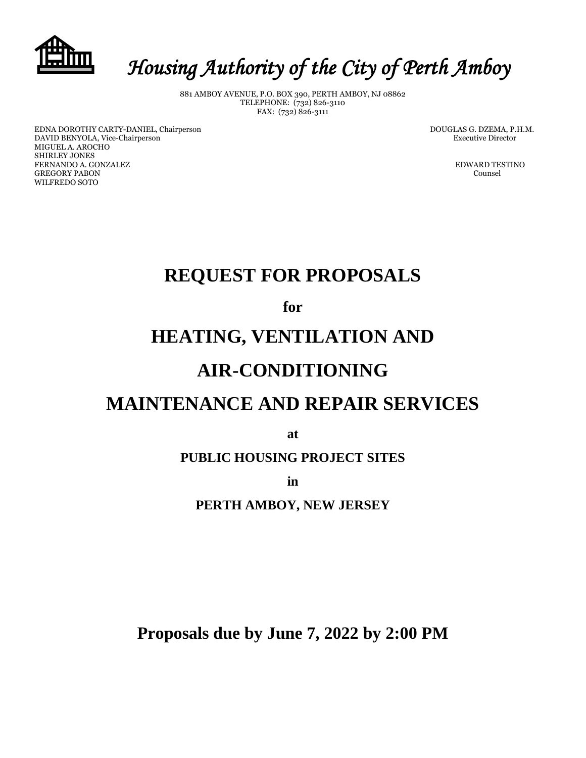# *Housing Authority of the City of Perth Amboy*

881 AMBOY AVENUE, P.O. BOX 390, PERTH AMBOY, NJ 08862
TELEPHONE: (732) 826-3110
FAX: (732) 826-3111

EDNA DOROTHY CARTY-DANIEL, Chairperson
DAVID BENYOLA, Vice-Chairperson
MIGUEL A. AROCHO
SHIRLEY JONES
FERNANDO A. GONZALEZ
GREGORY PABON
WILFREDO SOTO

DOUGLAS G. DZEMA, P.H.M.
Executive Director

EDWARD TESTINO
Counsel

# REQUEST FOR PROPOSALS

**for**

# HEATING, VENTILATION AND AIR-CONDITIONING MAINTENANCE AND REPAIR SERVICES

**at**

**PUBLIC HOUSING PROJECT SITES**

**in**

**PERTH AMBOY, NEW JERSEY**

**Proposals due by June 7, 2022 by 2:00 PM**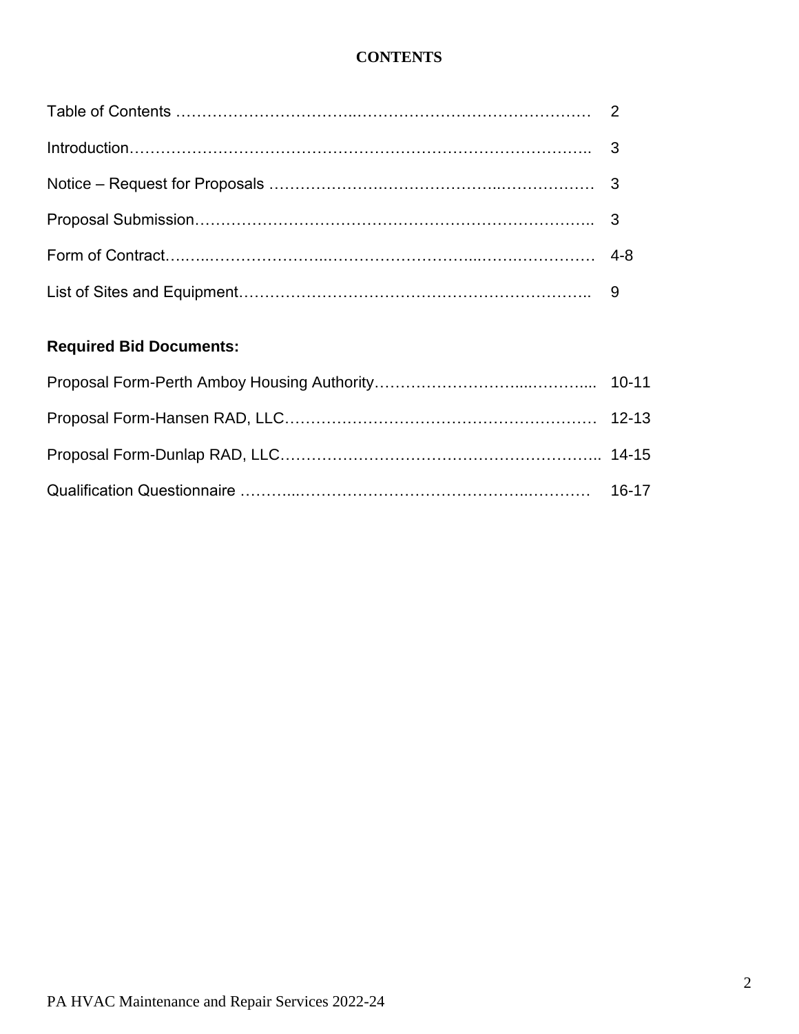# CONTENTS

| | |
|---|---|
| Table of Contents | 2 |
| Introduction | 3 |
| Notice – Request for Proposals | 3 |
| Proposal Submission | 3 |
| Form of Contract | 4-8 |
| List of Sites and Equipment | 9 |

**Required Bid Documents:**

| | |
|---|---|
| Proposal Form-Perth Amboy Housing Authority | 10-11 |
| Proposal Form-Hansen RAD, LLC | 12-13 |
| Proposal Form-Dunlap RAD, LLC | 14-15 |
| Qualification Questionnaire | 16-17 |

PA HVAC Maintenance and Repair Services 2022-24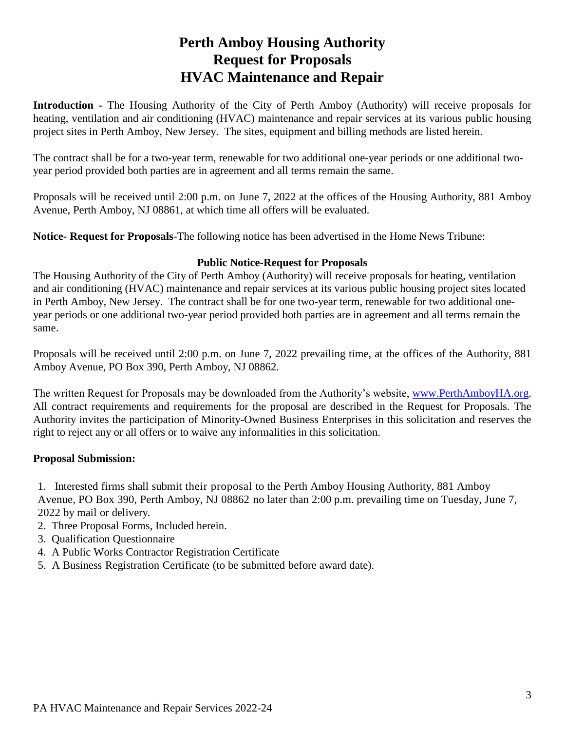# Perth Amboy Housing Authority
# Request for Proposals
# HVAC Maintenance and Repair

**Introduction** - The Housing Authority of the City of Perth Amboy (Authority) will receive proposals for heating, ventilation and air conditioning (HVAC) maintenance and repair services at its various public housing project sites in Perth Amboy, New Jersey. The sites, equipment and billing methods are listed herein.

The contract shall be for a two-year term, renewable for two additional one-year periods or one additional two-year period provided both parties are in agreement and all terms remain the same.

Proposals will be received until 2:00 p.m. on June 7, 2022 at the offices of the Housing Authority, 881 Amboy Avenue, Perth Amboy, NJ 08861, at which time all offers will be evaluated.

**Notice- Request for Proposals**-The following notice has been advertised in the Home News Tribune:

**Public Notice-Request for Proposals**

The Housing Authority of the City of Perth Amboy (Authority) will receive proposals for heating, ventilation and air conditioning (HVAC) maintenance and repair services at its various public housing project sites located in Perth Amboy, New Jersey. The contract shall be for one two-year term, renewable for two additional one-year periods or one additional two-year period provided both parties are in agreement and all terms remain the same.

Proposals will be received until 2:00 p.m. on June 7, 2022 prevailing time, at the offices of the Authority, 881 Amboy Avenue, PO Box 390, Perth Amboy, NJ 08862.

The written Request for Proposals may be downloaded from the Authority's website, www.PerthAmboyHA.org. All contract requirements and requirements for the proposal are described in the Request for Proposals. The Authority invites the participation of Minority-Owned Business Enterprises in this solicitation and reserves the right to reject any or all offers or to waive any informalities in this solicitation.

**Proposal Submission:**

1. Interested firms shall submit their proposal to the Perth Amboy Housing Authority, 881 Amboy Avenue, PO Box 390, Perth Amboy, NJ 08862 no later than 2:00 p.m. prevailing time on Tuesday, June 7, 2022 by mail or delivery.
2. Three Proposal Forms, Included herein.
3. Qualification Questionnaire
4. A Public Works Contractor Registration Certificate
5. A Business Registration Certificate (to be submitted before award date).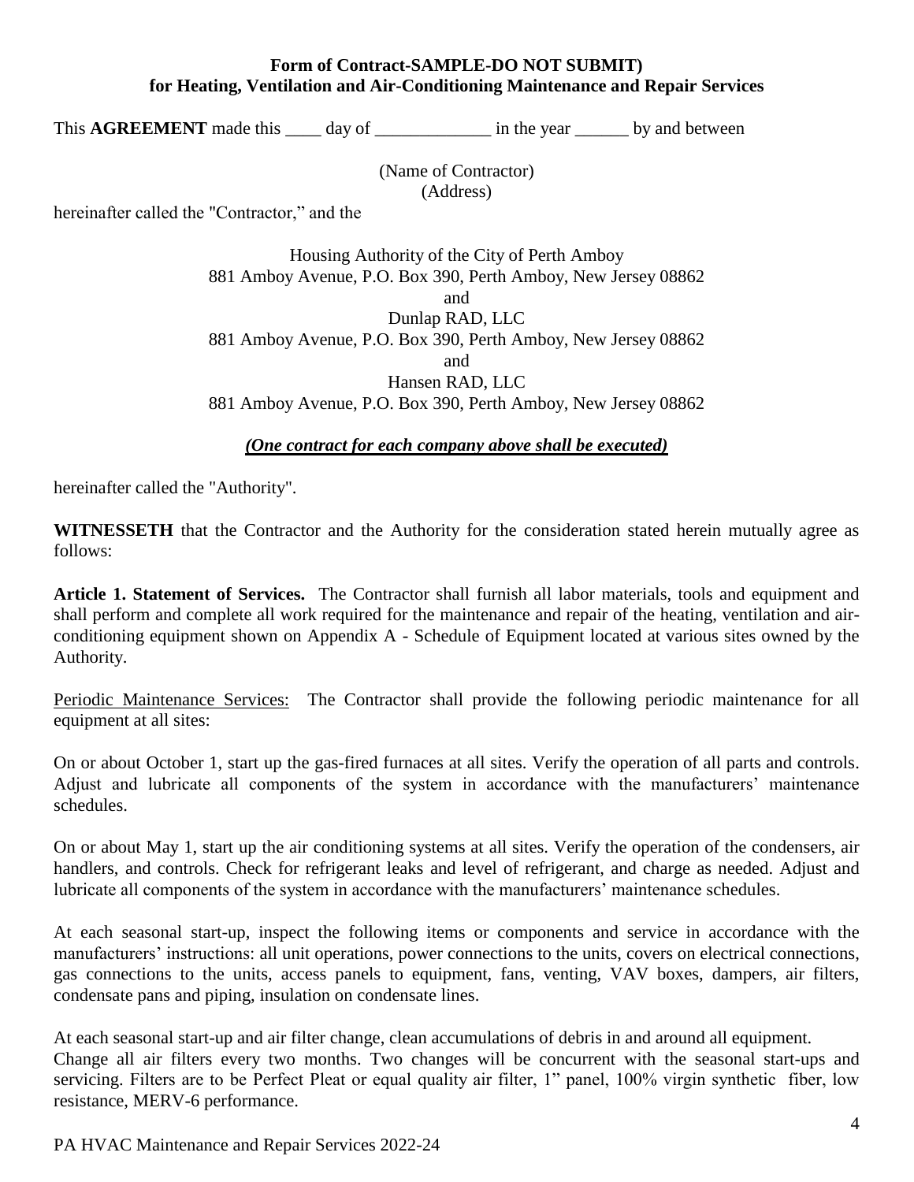**Form of Contract-SAMPLE-DO NOT SUBMIT)**
**for Heating, Ventilation and Air-Conditioning Maintenance and Repair Services**

This **AGREEMENT** made this ____ day of _____________ in the year ______ by and between

(Name of Contractor)
(Address)

hereinafter called the "Contractor," and the

Housing Authority of the City of Perth Amboy
881 Amboy Avenue, P.O. Box 390, Perth Amboy, New Jersey 08862
and
Dunlap RAD, LLC
881 Amboy Avenue, P.O. Box 390, Perth Amboy, New Jersey 08862
and
Hansen RAD, LLC
881 Amboy Avenue, P.O. Box 390, Perth Amboy, New Jersey 08862

***(One contract for each company above shall be executed)***

hereinafter called the "Authority".

**WITNESSETH** that the Contractor and the Authority for the consideration stated herein mutually agree as follows:

**Article 1. Statement of Services.** The Contractor shall furnish all labor materials, tools and equipment and shall perform and complete all work required for the maintenance and repair of the heating, ventilation and air-conditioning equipment shown on Appendix A - Schedule of Equipment located at various sites owned by the Authority.

Periodic Maintenance Services: The Contractor shall provide the following periodic maintenance for all equipment at all sites:

On or about October 1, start up the gas-fired furnaces at all sites. Verify the operation of all parts and controls. Adjust and lubricate all components of the system in accordance with the manufacturers' maintenance schedules.

On or about May 1, start up the air conditioning systems at all sites. Verify the operation of the condensers, air handlers, and controls. Check for refrigerant leaks and level of refrigerant, and charge as needed. Adjust and lubricate all components of the system in accordance with the manufacturers' maintenance schedules.

At each seasonal start-up, inspect the following items or components and service in accordance with the manufacturers' instructions: all unit operations, power connections to the units, covers on electrical connections, gas connections to the units, access panels to equipment, fans, venting, VAV boxes, dampers, air filters, condensate pans and piping, insulation on condensate lines.

At each seasonal start-up and air filter change, clean accumulations of debris in and around all equipment.
Change all air filters every two months. Two changes will be concurrent with the seasonal start-ups and servicing. Filters are to be Perfect Pleat or equal quality air filter, 1" panel, 100% virgin synthetic fiber, low resistance, MERV-6 performance.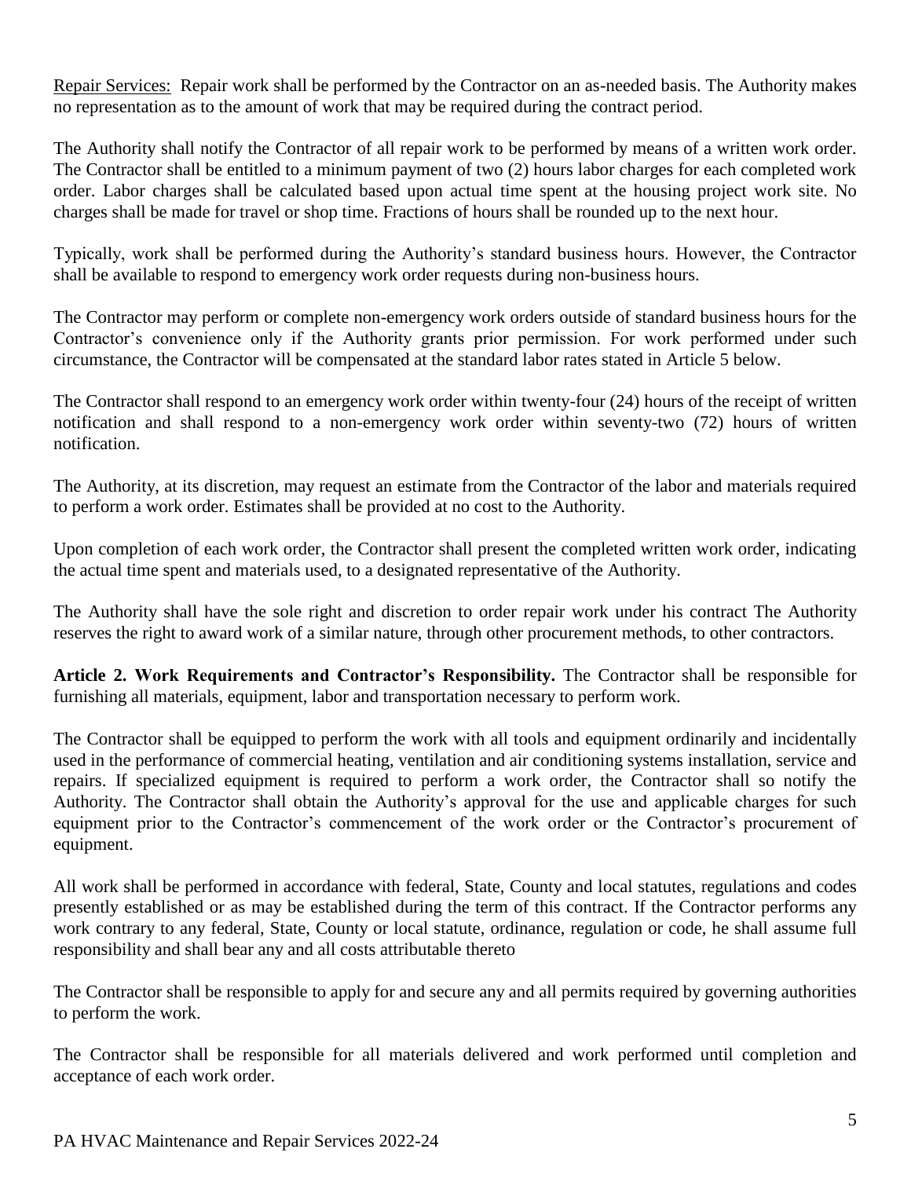Repair Services: Repair work shall be performed by the Contractor on an as-needed basis. The Authority makes no representation as to the amount of work that may be required during the contract period.

The Authority shall notify the Contractor of all repair work to be performed by means of a written work order. The Contractor shall be entitled to a minimum payment of two (2) hours labor charges for each completed work order. Labor charges shall be calculated based upon actual time spent at the housing project work site. No charges shall be made for travel or shop time. Fractions of hours shall be rounded up to the next hour.

Typically, work shall be performed during the Authority's standard business hours. However, the Contractor shall be available to respond to emergency work order requests during non-business hours.

The Contractor may perform or complete non-emergency work orders outside of standard business hours for the Contractor's convenience only if the Authority grants prior permission. For work performed under such circumstance, the Contractor will be compensated at the standard labor rates stated in Article 5 below.

The Contractor shall respond to an emergency work order within twenty-four (24) hours of the receipt of written notification and shall respond to a non-emergency work order within seventy-two (72) hours of written notification.

The Authority, at its discretion, may request an estimate from the Contractor of the labor and materials required to perform a work order. Estimates shall be provided at no cost to the Authority.

Upon completion of each work order, the Contractor shall present the completed written work order, indicating the actual time spent and materials used, to a designated representative of the Authority.

The Authority shall have the sole right and discretion to order repair work under his contract The Authority reserves the right to award work of a similar nature, through other procurement methods, to other contractors.

**Article 2. Work Requirements and Contractor's Responsibility.** The Contractor shall be responsible for furnishing all materials, equipment, labor and transportation necessary to perform work.

The Contractor shall be equipped to perform the work with all tools and equipment ordinarily and incidentally used in the performance of commercial heating, ventilation and air conditioning systems installation, service and repairs. If specialized equipment is required to perform a work order, the Contractor shall so notify the Authority. The Contractor shall obtain the Authority's approval for the use and applicable charges for such equipment prior to the Contractor's commencement of the work order or the Contractor's procurement of equipment.

All work shall be performed in accordance with federal, State, County and local statutes, regulations and codes presently established or as may be established during the term of this contract. If the Contractor performs any work contrary to any federal, State, County or local statute, ordinance, regulation or code, he shall assume full responsibility and shall bear any and all costs attributable thereto

The Contractor shall be responsible to apply for and secure any and all permits required by governing authorities to perform the work.

The Contractor shall be responsible for all materials delivered and work performed until completion and acceptance of each work order.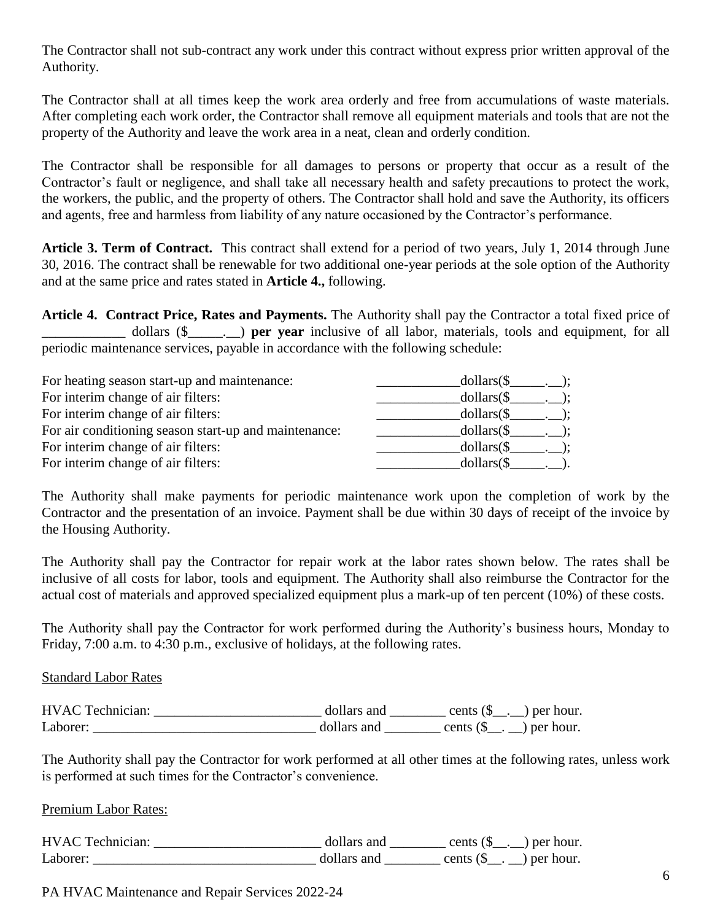The Contractor shall not sub-contract any work under this contract without express prior written approval of the Authority.

The Contractor shall at all times keep the work area orderly and free from accumulations of waste materials. After completing each work order, the Contractor shall remove all equipment materials and tools that are not the property of the Authority and leave the work area in a neat, clean and orderly condition.

The Contractor shall be responsible for all damages to persons or property that occur as a result of the Contractor's fault or negligence, and shall take all necessary health and safety precautions to protect the work, the workers, the public, and the property of others. The Contractor shall hold and save the Authority, its officers and agents, free and harmless from liability of any nature occasioned by the Contractor's performance.

**Article 3. Term of Contract.** This contract shall extend for a period of two years, July 1, 2014 through June 30, 2016. The contract shall be renewable for two additional one-year periods at the sole option of the Authority and at the same price and rates stated in **Article 4.,** following.

**Article 4. Contract Price, Rates and Payments.** The Authority shall pay the Contractor a total fixed price of ____________ dollars ($_____.__) **per year** inclusive of all labor, materials, tools and equipment, for all periodic maintenance services, payable in accordance with the following schedule:

| | |
|---|---|
| For heating season start-up and maintenance: | ____________dollars($_____.__); |
| For interim change of air filters: | ____________dollars($_____.__); |
| For interim change of air filters: | ____________dollars($_____.__); |
| For air conditioning season start-up and maintenance: | ____________dollars($_____.__); |
| For interim change of air filters: | ____________dollars($_____.__); |
| For interim change of air filters: | ____________dollars($_____.__). |

The Authority shall make payments for periodic maintenance work upon the completion of work by the Contractor and the presentation of an invoice. Payment shall be due within 30 days of receipt of the invoice by the Housing Authority.

The Authority shall pay the Contractor for repair work at the labor rates shown below. The rates shall be inclusive of all costs for labor, tools and equipment. The Authority shall also reimburse the Contractor for the actual cost of materials and approved specialized equipment plus a mark-up of ten percent (10%) of these costs.

The Authority shall pay the Contractor for work performed during the Authority's business hours, Monday to Friday, 7:00 a.m. to 4:30 p.m., exclusive of holidays, at the following rates.

Standard Labor Rates

HVAC Technician: ________________________ dollars and ________ cents ($__.__) per hour.
Laborer: ________________________________ dollars and ________ cents ($__. __) per hour.

The Authority shall pay the Contractor for work performed at all other times at the following rates, unless work is performed at such times for the Contractor's convenience.

Premium Labor Rates:

HVAC Technician: ________________________ dollars and ________ cents ($__.__) per hour.
Laborer: ________________________________ dollars and ________ cents ($__. __) per hour.

PA HVAC Maintenance and Repair Services 2022-24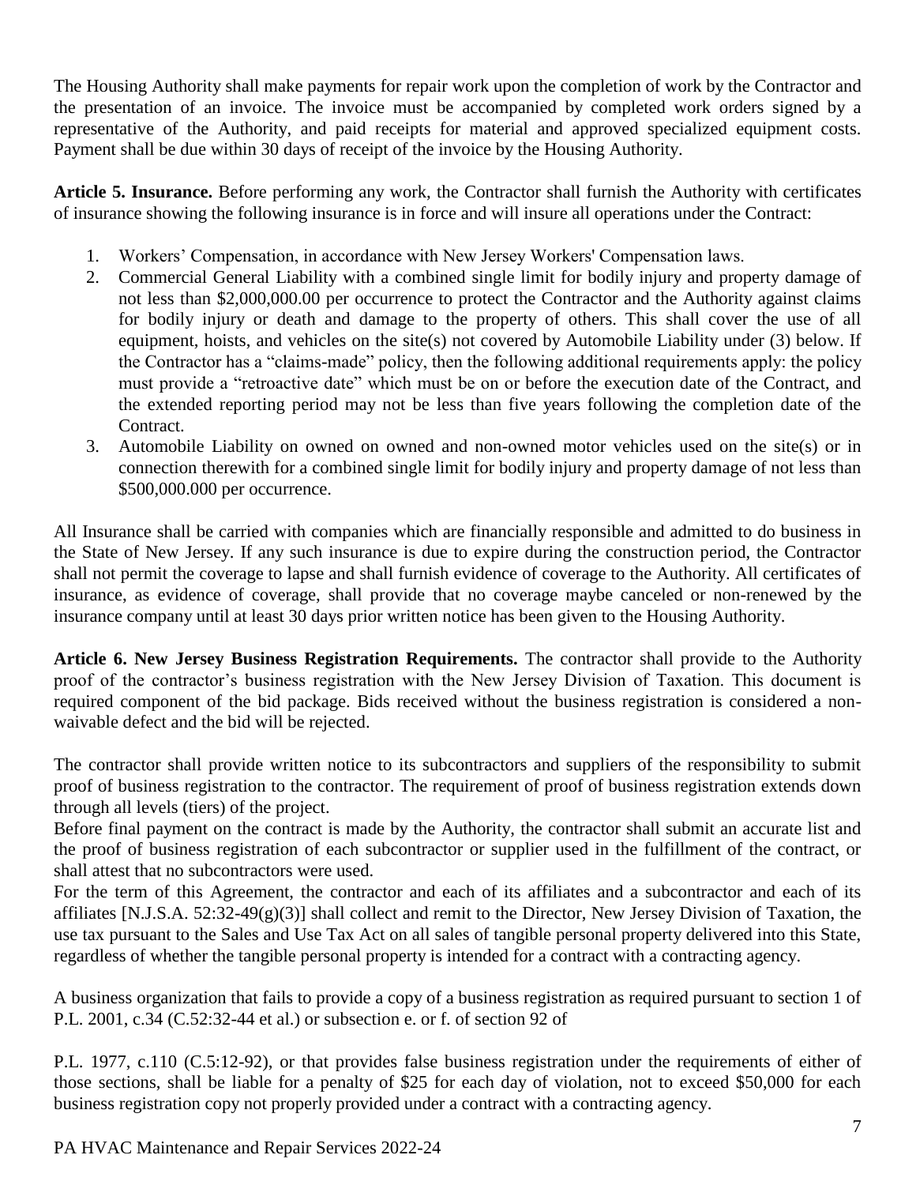The Housing Authority shall make payments for repair work upon the completion of work by the Contractor and the presentation of an invoice. The invoice must be accompanied by completed work orders signed by a representative of the Authority, and paid receipts for material and approved specialized equipment costs. Payment shall be due within 30 days of receipt of the invoice by the Housing Authority.

**Article 5. Insurance.** Before performing any work, the Contractor shall furnish the Authority with certificates of insurance showing the following insurance is in force and will insure all operations under the Contract:

1. Workers' Compensation, in accordance with New Jersey Workers' Compensation laws.
2. Commercial General Liability with a combined single limit for bodily injury and property damage of not less than $2,000,000.00 per occurrence to protect the Contractor and the Authority against claims for bodily injury or death and damage to the property of others. This shall cover the use of all equipment, hoists, and vehicles on the site(s) not covered by Automobile Liability under (3) below. If the Contractor has a "claims-made" policy, then the following additional requirements apply: the policy must provide a "retroactive date" which must be on or before the execution date of the Contract, and the extended reporting period may not be less than five years following the completion date of the Contract.
3. Automobile Liability on owned on owned and non-owned motor vehicles used on the site(s) or in connection therewith for a combined single limit for bodily injury and property damage of not less than $500,000.000 per occurrence.

All Insurance shall be carried with companies which are financially responsible and admitted to do business in the State of New Jersey. If any such insurance is due to expire during the construction period, the Contractor shall not permit the coverage to lapse and shall furnish evidence of coverage to the Authority. All certificates of insurance, as evidence of coverage, shall provide that no coverage maybe canceled or non-renewed by the insurance company until at least 30 days prior written notice has been given to the Housing Authority.

**Article 6. New Jersey Business Registration Requirements.** The contractor shall provide to the Authority proof of the contractor's business registration with the New Jersey Division of Taxation. This document is required component of the bid package. Bids received without the business registration is considered a non-waivable defect and the bid will be rejected.

The contractor shall provide written notice to its subcontractors and suppliers of the responsibility to submit proof of business registration to the contractor. The requirement of proof of business registration extends down through all levels (tiers) of the project.

Before final payment on the contract is made by the Authority, the contractor shall submit an accurate list and the proof of business registration of each subcontractor or supplier used in the fulfillment of the contract, or shall attest that no subcontractors were used.

For the term of this Agreement, the contractor and each of its affiliates and a subcontractor and each of its affiliates [N.J.S.A. 52:32-49(g)(3)] shall collect and remit to the Director, New Jersey Division of Taxation, the use tax pursuant to the Sales and Use Tax Act on all sales of tangible personal property delivered into this State, regardless of whether the tangible personal property is intended for a contract with a contracting agency.

A business organization that fails to provide a copy of a business registration as required pursuant to section 1 of P.L. 2001, c.34 (C.52:32-44 et al.) or subsection e. or f. of section 92 of

P.L. 1977, c.110 (C.5:12-92), or that provides false business registration under the requirements of either of those sections, shall be liable for a penalty of $25 for each day of violation, not to exceed $50,000 for each business registration copy not properly provided under a contract with a contracting agency.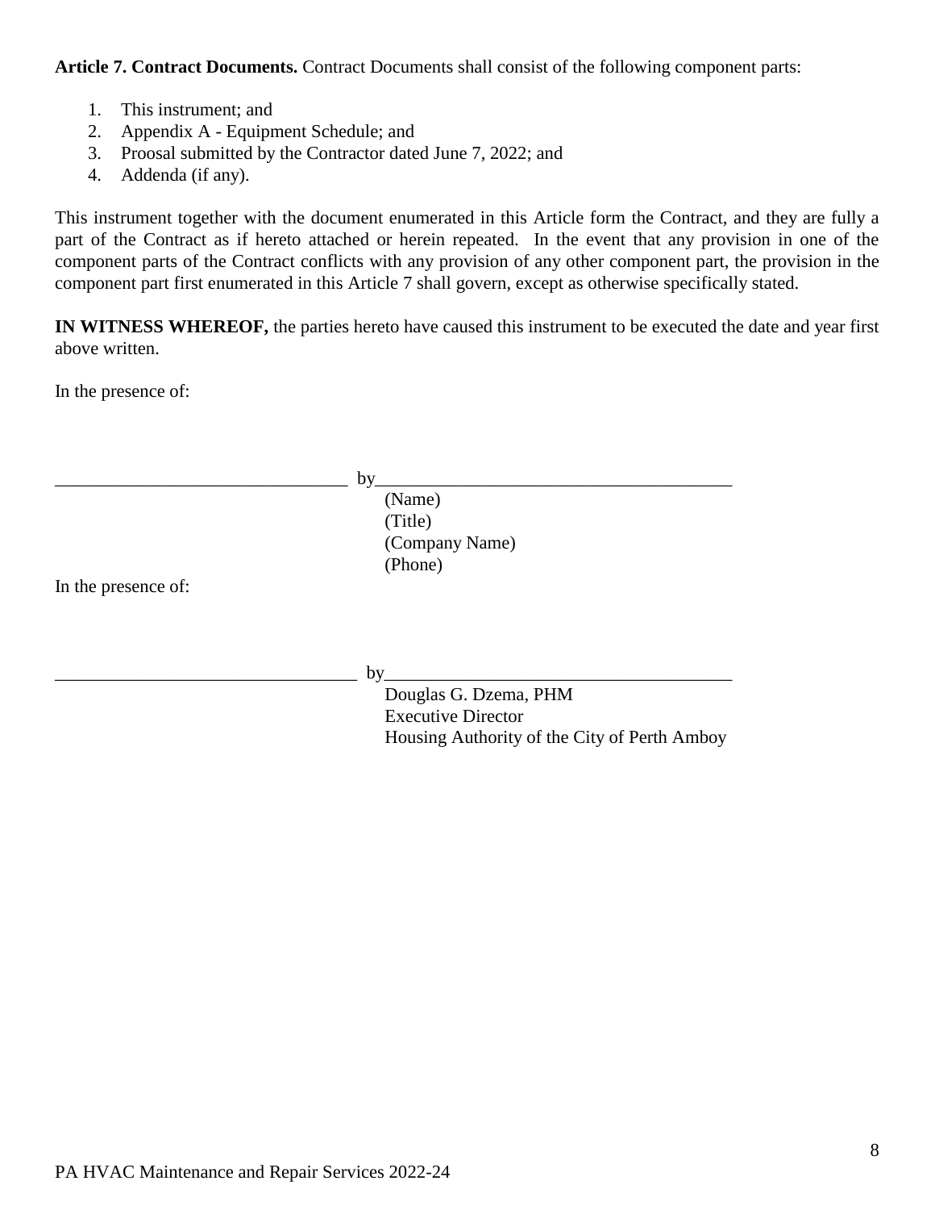**Article 7. Contract Documents.** Contract Documents shall consist of the following component parts:

1. This instrument; and
2. Appendix A - Equipment Schedule; and
3. Proosal submitted by the Contractor dated June 7, 2022; and
4. Addenda (if any).

This instrument together with the document enumerated in this Article form the Contract, and they are fully a part of the Contract as if hereto attached or herein repeated. In the event that any provision in one of the component parts of the Contract conflicts with any provision of any other component part, the provision in the component part first enumerated in this Article 7 shall govern, except as otherwise specifically stated.

**IN WITNESS WHEREOF,** the parties hereto have caused this instrument to be executed the date and year first above written.

In the presence of:

_________________________________ by_______________________________________
(Name)
(Title)
(Company Name)
(Phone)

In the presence of:

__________________________________ by______________________________________
Douglas G. Dzema, PHM
Executive Director
Housing Authority of the City of Perth Amboy

PA HVAC Maintenance and Repair Services 2022-24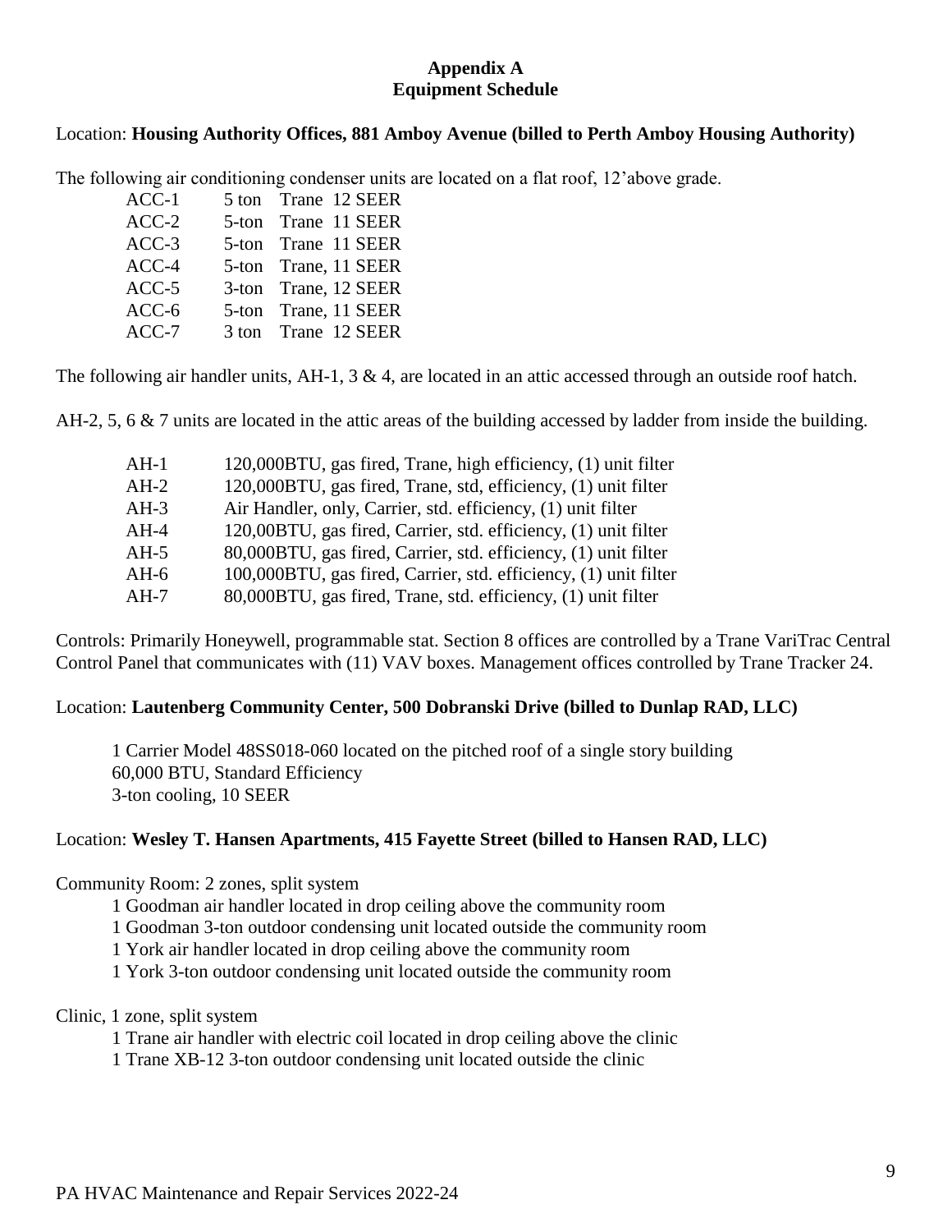## Appendix A
## Equipment Schedule

Location: **Housing Authority Offices, 881 Amboy Avenue (billed to Perth Amboy Housing Authority)**

The following air conditioning condenser units are located on a flat roof, 12'above grade.

| | | |
|---|---|---|
| ACC-1 | 5 ton | Trane 12 SEER |
| ACC-2 | 5-ton | Trane 11 SEER |
| ACC-3 | 5-ton | Trane 11 SEER |
| ACC-4 | 5-ton | Trane, 11 SEER |
| ACC-5 | 3-ton | Trane, 12 SEER |
| ACC-6 | 5-ton | Trane, 11 SEER |
| ACC-7 | 3 ton | Trane 12 SEER |

The following air handler units, AH-1, 3 & 4, are located in an attic accessed through an outside roof hatch.

AH-2, 5, 6 & 7 units are located in the attic areas of the building accessed by ladder from inside the building.

| | |
|---|---|
| AH-1 | 120,000BTU, gas fired, Trane, high efficiency, (1) unit filter |
| AH-2 | 120,000BTU, gas fired, Trane, std, efficiency, (1) unit filter |
| AH-3 | Air Handler, only, Carrier, std. efficiency, (1) unit filter |
| AH-4 | 120,00BTU, gas fired, Carrier, std. efficiency, (1) unit filter |
| AH-5 | 80,000BTU, gas fired, Carrier, std. efficiency, (1) unit filter |
| AH-6 | 100,000BTU, gas fired, Carrier, std. efficiency, (1) unit filter |
| AH-7 | 80,000BTU, gas fired, Trane, std. efficiency, (1) unit filter |

Controls: Primarily Honeywell, programmable stat. Section 8 offices are controlled by a Trane VariTrac Central Control Panel that communicates with (11) VAV boxes. Management offices controlled by Trane Tracker 24.

Location: **Lautenberg Community Center, 500 Dobranski Drive (billed to Dunlap RAD, LLC)**

1 Carrier Model 48SS018-060 located on the pitched roof of a single story building
60,000 BTU, Standard Efficiency
3-ton cooling, 10 SEER

Location: **Wesley T. Hansen Apartments, 415 Fayette Street (billed to Hansen RAD, LLC)**

Community Room: 2 zones, split system

1 Goodman air handler located in drop ceiling above the community room
1 Goodman 3-ton outdoor condensing unit located outside the community room
1 York air handler located in drop ceiling above the community room
1 York 3-ton outdoor condensing unit located outside the community room

Clinic, 1 zone, split system

1 Trane air handler with electric coil located in drop ceiling above the clinic
1 Trane XB-12 3-ton outdoor condensing unit located outside the clinic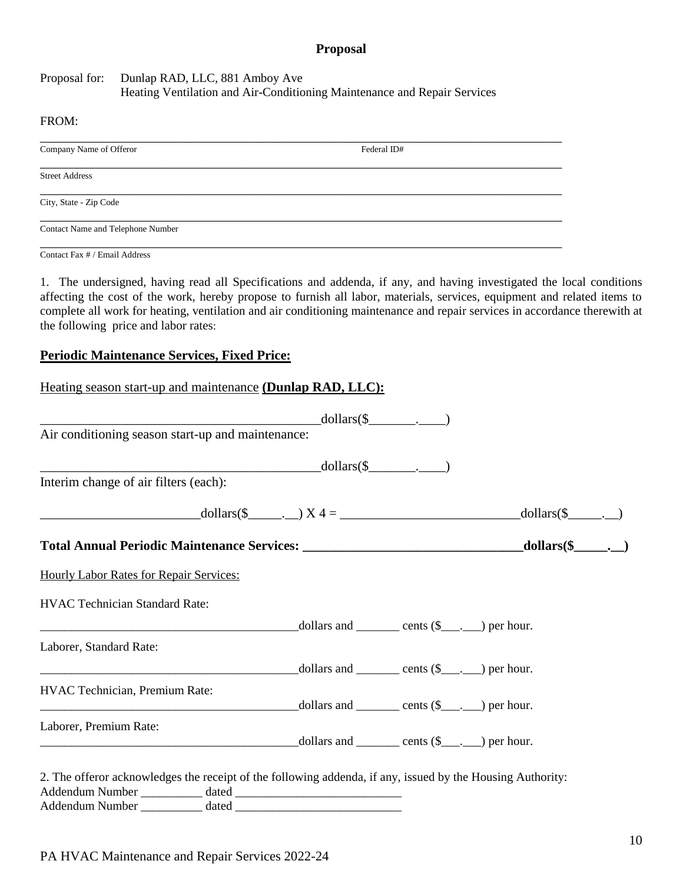# Proposal

Proposal for: Dunlap RAD, LLC, 881 Amboy Ave
Heating Ventilation and Air-Conditioning Maintenance and Repair Services

FROM:

______________________________________________________________________________
Company Name of Offeror Federal ID#

______________________________________________________________________________
Street Address

______________________________________________________________________________
City, State - Zip Code

______________________________________________________________________________
Contact Name and Telephone Number

______________________________________________________________________________
Contact Fax # / Email Address

1. The undersigned, having read all Specifications and addenda, if any, and having investigated the local conditions affecting the cost of the work, hereby propose to furnish all labor, materials, services, equipment and related items to complete all work for heating, ventilation and air conditioning maintenance and repair services in accordance therewith at the following price and labor rates:

**<u>Periodic Maintenance Services, Fixed Price:</u>**

<u>Heating season start-up and maintenance</u> **<u>(Dunlap RAD, LLC):</u>**

_____________________________________________dollars($_______.____)

Air conditioning season start-up and maintenance:

_____________________________________________dollars($_______.____)

Interim change of air filters (each):

________________________dollars($_____.__) X 4 = ___________________________dollars($_____.__)

**Total Annual Periodic Maintenance Services: _________________________________dollars($_____.__)**

<u>Hourly Labor Rates for Repair Services:</u>

HVAC Technician Standard Rate:

__________________________________________dollars and _______ cents ($___.___) per hour.

Laborer, Standard Rate:

__________________________________________dollars and _______ cents ($___.___) per hour.

HVAC Technician, Premium Rate:

__________________________________________dollars and _______ cents ($___.___) per hour.

Laborer, Premium Rate:

__________________________________________dollars and _______ cents ($___.___) per hour.

2. The offeror acknowledges the receipt of the following addenda, if any, issued by the Housing Authority:

Addendum Number __________ dated ___________________________

Addendum Number __________ dated ___________________________

PA HVAC Maintenance and Repair Services 2022-24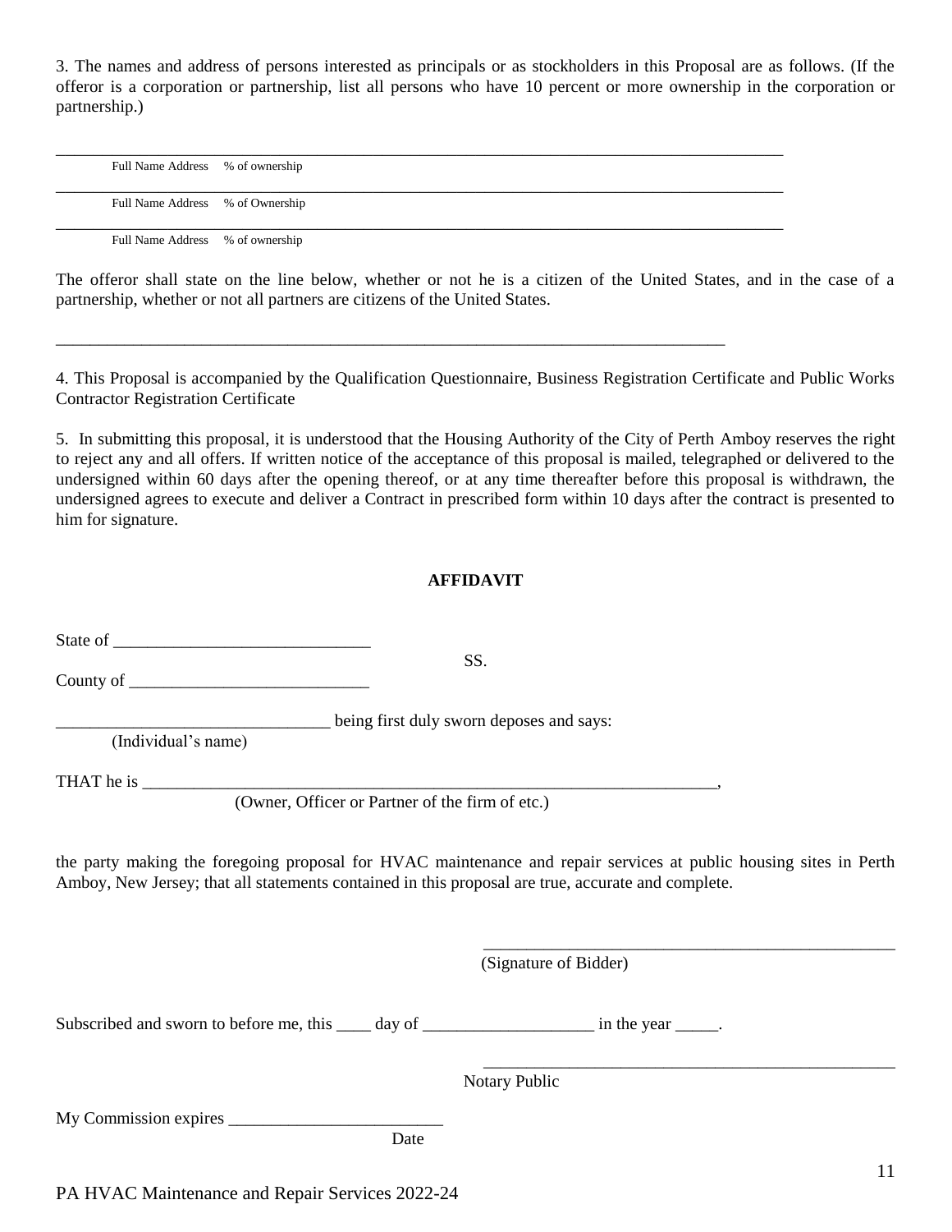3. The names and address of persons interested as principals or as stockholders in this Proposal are as follows. (If the offeror is a corporation or partnership, list all persons who have 10 percent or more ownership in the corporation or partnership.)

\_\_\_\_\_\_\_\_\_\_\_\_\_\_\_\_\_\_\_\_\_\_\_\_\_\_\_\_\_\_\_\_\_\_\_\_\_\_\_\_\_\_\_\_\_\_\_\_\_\_\_\_\_\_\_\_\_\_\_\_\_\_\_\_\_\_\_\_\_\_\_\_\_\_\_\_\_\_\_\_

Full Name Address % of ownership

\_\_\_\_\_\_\_\_\_\_\_\_\_\_\_\_\_\_\_\_\_\_\_\_\_\_\_\_\_\_\_\_\_\_\_\_\_\_\_\_\_\_\_\_\_\_\_\_\_\_\_\_\_\_\_\_\_\_\_\_\_\_\_\_\_\_\_\_\_\_\_\_\_\_\_\_\_\_\_\_

Full Name Address % of Ownership

\_\_\_\_\_\_\_\_\_\_\_\_\_\_\_\_\_\_\_\_\_\_\_\_\_\_\_\_\_\_\_\_\_\_\_\_\_\_\_\_\_\_\_\_\_\_\_\_\_\_\_\_\_\_\_\_\_\_\_\_\_\_\_\_\_\_\_\_\_\_\_\_\_\_\_\_\_\_\_\_

Full Name Address % of ownership

The offeror shall state on the line below, whether or not he is a citizen of the United States, and in the case of a partnership, whether or not all partners are citizens of the United States.

\_\_\_\_\_\_\_\_\_\_\_\_\_\_\_\_\_\_\_\_\_\_\_\_\_\_\_\_\_\_\_\_\_\_\_\_\_\_\_\_\_\_\_\_\_\_\_\_\_\_\_\_\_\_\_\_\_\_\_\_\_\_\_\_\_\_\_\_\_\_\_\_\_\_\_\_

4. This Proposal is accompanied by the Qualification Questionnaire, Business Registration Certificate and Public Works Contractor Registration Certificate

5. In submitting this proposal, it is understood that the Housing Authority of the City of Perth Amboy reserves the right to reject any and all offers. If written notice of the acceptance of this proposal is mailed, telegraphed or delivered to the undersigned within 60 days after the opening thereof, or at any time thereafter before this proposal is withdrawn, the undersigned agrees to execute and deliver a Contract in prescribed form within 10 days after the contract is presented to him for signature.

**AFFIDAVIT**

State of \_\_\_\_\_\_\_\_\_\_\_\_\_\_\_\_\_\_\_\_\_\_\_\_\_\_\_\_\_\_

SS.

County of \_\_\_\_\_\_\_\_\_\_\_\_\_\_\_\_\_\_\_\_\_\_\_\_\_\_\_\_

\_\_\_\_\_\_\_\_\_\_\_\_\_\_\_\_\_\_\_\_\_\_\_\_\_\_\_\_\_\_\_\_ being first duly sworn deposes and says:
(Individual's name)

THAT he is \_\_\_\_\_\_\_\_\_\_\_\_\_\_\_\_\_\_\_\_\_\_\_\_\_\_\_\_\_\_\_\_\_\_\_\_\_\_\_\_\_\_\_\_\_\_\_\_\_\_\_\_\_\_\_\_\_\_\_\_\_\_\_\_\_\_,
(Owner, Officer or Partner of the firm of etc.)

the party making the foregoing proposal for HVAC maintenance and repair services at public housing sites in Perth Amboy, New Jersey; that all statements contained in this proposal are true, accurate and complete.

\_\_\_\_\_\_\_\_\_\_\_\_\_\_\_\_\_\_\_\_\_\_\_\_\_\_\_\_\_\_\_\_\_\_\_\_\_\_\_\_\_\_\_\_\_\_\_\_
(Signature of Bidder)

Subscribed and sworn to before me, this \_\_\_\_ day of \_\_\_\_\_\_\_\_\_\_\_\_\_\_\_\_\_\_\_\_ in the year \_\_\_\_\_.

\_\_\_\_\_\_\_\_\_\_\_\_\_\_\_\_\_\_\_\_\_\_\_\_\_\_\_\_\_\_\_\_\_\_\_\_\_\_\_\_\_\_\_\_\_\_\_\_
Notary Public

My Commission expires \_\_\_\_\_\_\_\_\_\_\_\_\_\_\_\_\_\_\_\_\_\_\_\_\_
Date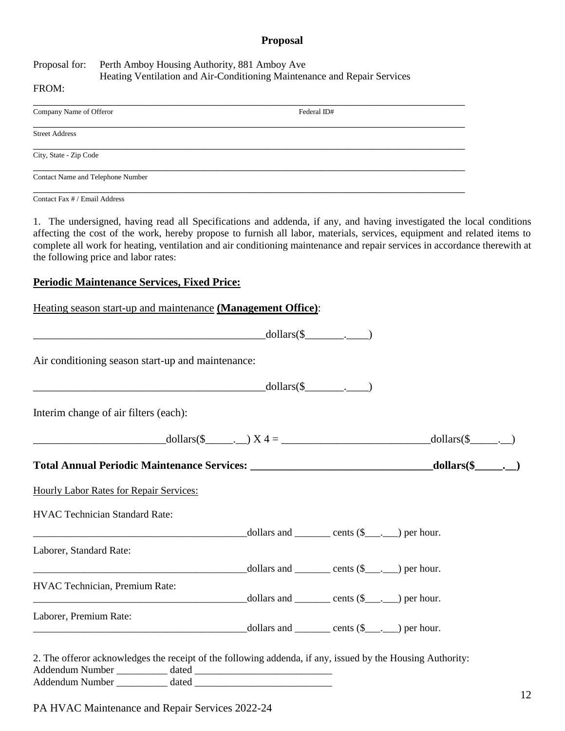**Proposal**

Proposal for: Perth Amboy Housing Authority, 881 Amboy Ave
Heating Ventilation and Air-Conditioning Maintenance and Repair Services

FROM:

______________________________________________________________________________
Company Name of Offeror                                                                                   Federal ID#

______________________________________________________________________________
Street Address

______________________________________________________________________________
City, State - Zip Code

______________________________________________________________________________
Contact Name and Telephone Number

______________________________________________________________________________
Contact Fax # / Email Address

1. The undersigned, having read all Specifications and addenda, if any, and having investigated the local conditions affecting the cost of the work, hereby propose to furnish all labor, materials, services, equipment and related items to complete all work for heating, ventilation and air conditioning maintenance and repair services in accordance therewith at the following price and labor rates:

**Periodic Maintenance Services, Fixed Price:**

Heating season start-up and maintenance **(Management Office)**:

____________________________________________dollars($_______.____)

Air conditioning season start-up and maintenance:

____________________________________________dollars($_______.____)

Interim change of air filters (each):

________________________dollars($_____.__) X 4 = ___________________________dollars($_____.__)

**Total Annual Periodic Maintenance Services: ________________________________dollars($_____.__)**

Hourly Labor Rates for Repair Services:

HVAC Technician Standard Rate:

__________________________________________dollars and _______ cents ($___.___) per hour.

Laborer, Standard Rate:

__________________________________________dollars and _______ cents ($___.___) per hour.

HVAC Technician, Premium Rate:

__________________________________________dollars and _______ cents ($___.___) per hour.

Laborer, Premium Rate:

__________________________________________dollars and _______ cents ($___.___) per hour.

2. The offeror acknowledges the receipt of the following addenda, if any, issued by the Housing Authority:

Addendum Number __________ dated __________________________

Addendum Number __________ dated __________________________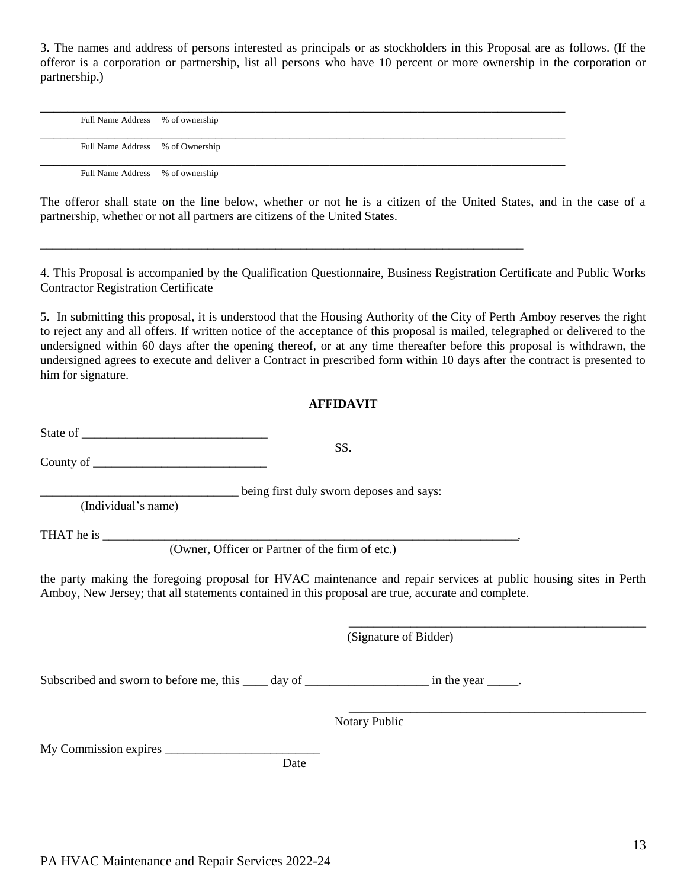3. The names and address of persons interested as principals or as stockholders in this Proposal are as follows. (If the offeror is a corporation or partnership, list all persons who have 10 percent or more ownership in the corporation or partnership.)

______________________________________________________________________________

Full Name Address % of ownership

______________________________________________________________________________

Full Name Address % of Ownership

______________________________________________________________________________

Full Name Address % of ownership

The offeror shall state on the line below, whether or not he is a citizen of the United States, and in the case of a partnership, whether or not all partners are citizens of the United States.

______________________________________________________________________________

4. This Proposal is accompanied by the Qualification Questionnaire, Business Registration Certificate and Public Works Contractor Registration Certificate

5. In submitting this proposal, it is understood that the Housing Authority of the City of Perth Amboy reserves the right to reject any and all offers. If written notice of the acceptance of this proposal is mailed, telegraphed or delivered to the undersigned within 60 days after the opening thereof, or at any time thereafter before this proposal is withdrawn, the undersigned agrees to execute and deliver a Contract in prescribed form within 10 days after the contract is presented to him for signature.

## AFFIDAVIT

State of ______________________________

SS.

County of ____________________________

________________________________ being first duly sworn deposes and says:
(Individual's name)

THAT he is _______________________________________________________________________,
(Owner, Officer or Partner of the firm of etc.)

the party making the foregoing proposal for HVAC maintenance and repair services at public housing sites in Perth Amboy, New Jersey; that all statements contained in this proposal are true, accurate and complete.

__________________________________________________
(Signature of Bidder)

Subscribed and sworn to before me, this ____ day of ____________________ in the year _____.

__________________________________________________
Notary Public

My Commission expires _________________________
Date

PA HVAC Maintenance and Repair Services 2022-24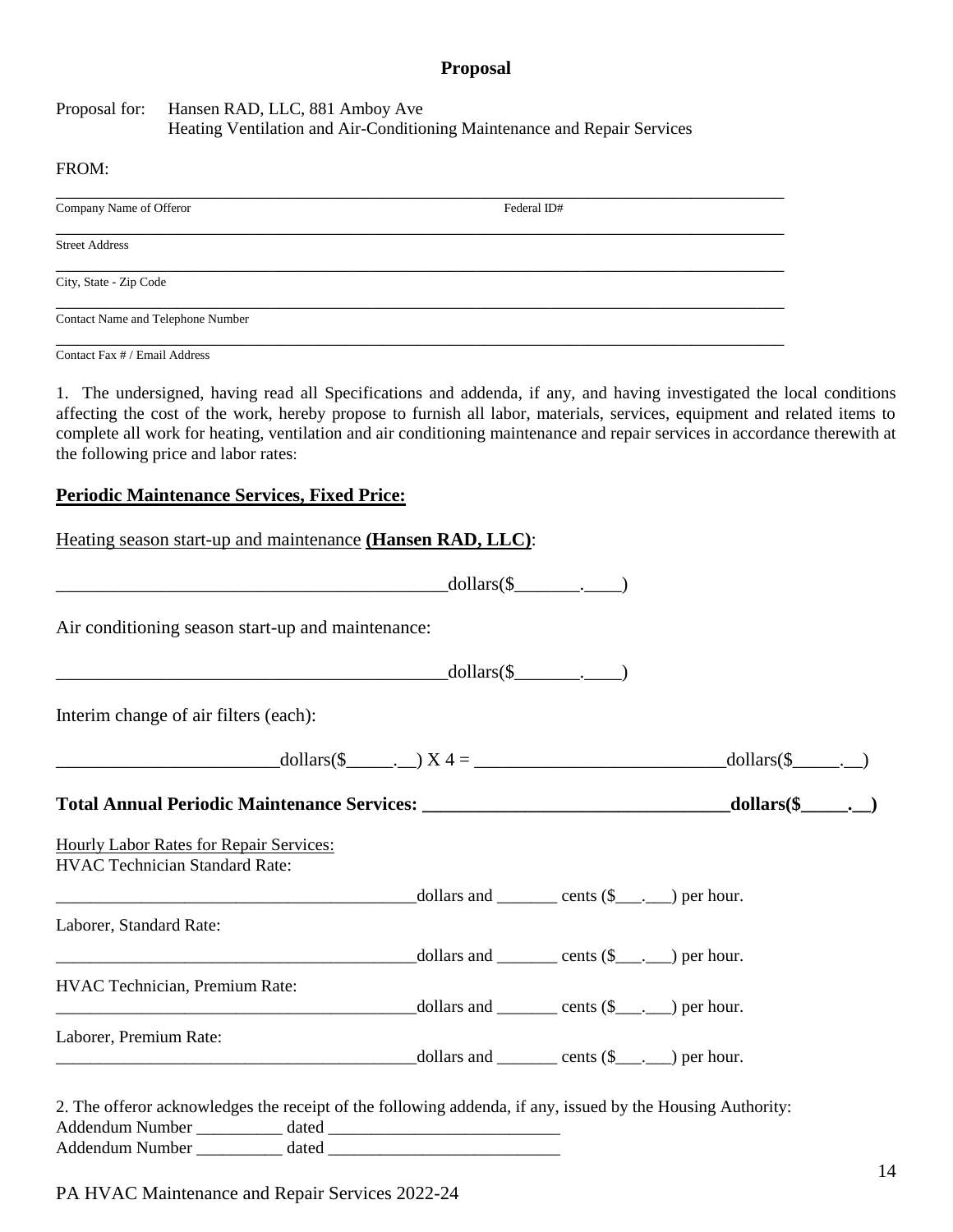**Proposal**

Proposal for: Hansen RAD, LLC, 881 Amboy Ave
Heating Ventilation and Air-Conditioning Maintenance and Repair Services

FROM:

_______________________________________________________________________________
Company Name of Offeror Federal ID#

_______________________________________________________________________________
Street Address

_______________________________________________________________________________
City, State - Zip Code

_______________________________________________________________________________
Contact Name and Telephone Number

_______________________________________________________________________________
Contact Fax # / Email Address

1. The undersigned, having read all Specifications and addenda, if any, and having investigated the local conditions affecting the cost of the work, hereby propose to furnish all labor, materials, services, equipment and related items to complete all work for heating, ventilation and air conditioning maintenance and repair services in accordance therewith at the following price and labor rates:

**<u>Periodic Maintenance Services, Fixed Price:</u>**

<u>Heating season start-up and maintenance</u> **<u>(Hansen RAD, LLC)</u>**:

___________________________________________dollars($_______.____)

Air conditioning season start-up and maintenance:

___________________________________________dollars($_______.____)

Interim change of air filters (each):

________________________dollars($_____.__) X 4 = ___________________________dollars($_____.__)

**Total Annual Periodic Maintenance Services: _________________________________dollars($_____.__)**

<u>Hourly Labor Rates for Repair Services:</u>
HVAC Technician Standard Rate:

_________________________________________dollars and _______ cents ($___.___) per hour.

Laborer, Standard Rate:

_________________________________________dollars and _______ cents ($___.___) per hour.

HVAC Technician, Premium Rate:
_________________________________________dollars and _______ cents ($___.___) per hour.

Laborer, Premium Rate:
_________________________________________dollars and _______ cents ($___.___) per hour.

2. The offeror acknowledges the receipt of the following addenda, if any, issued by the Housing Authority:
Addendum Number __________ dated ___________________________
Addendum Number __________ dated ___________________________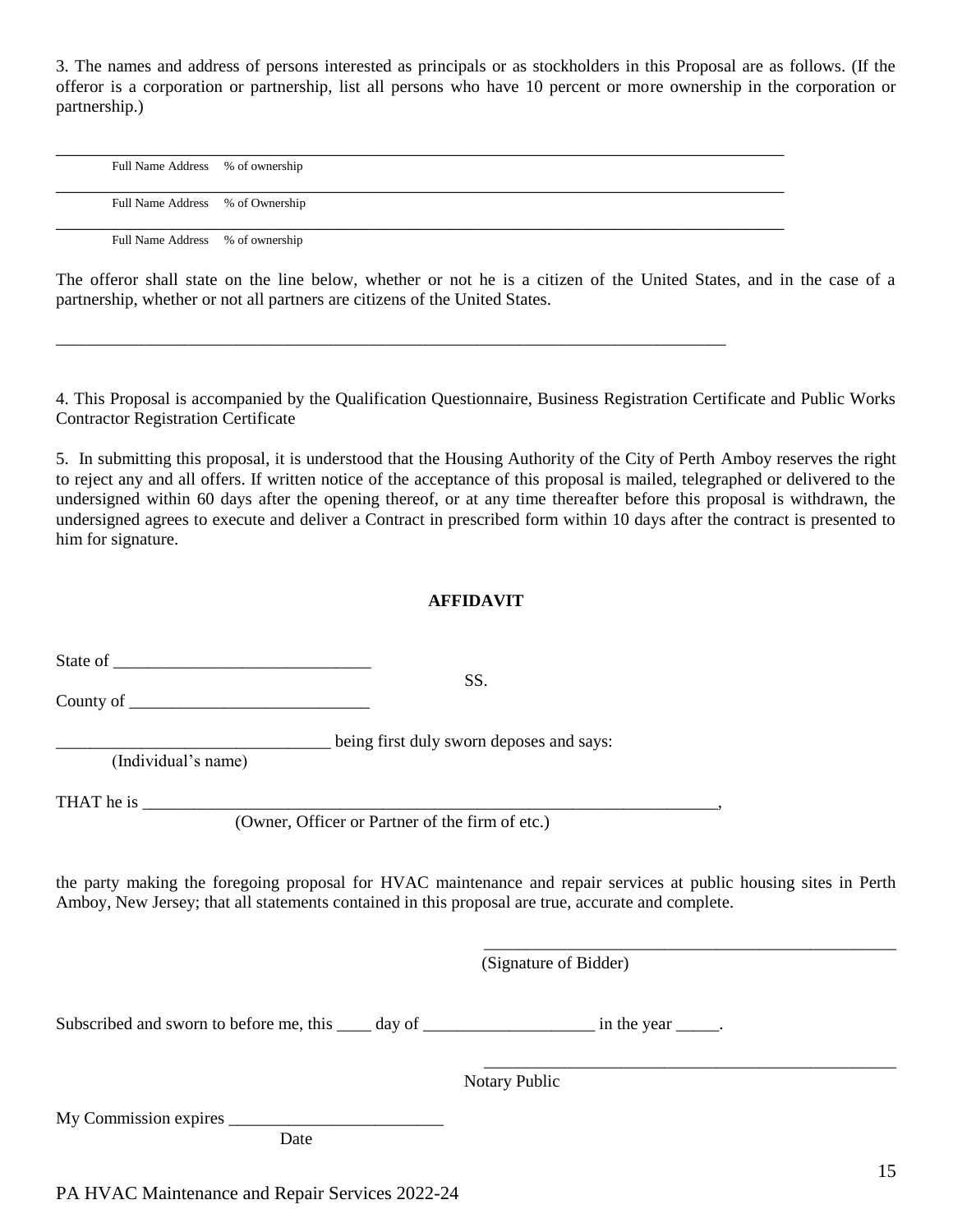3. The names and address of persons interested as principals or as stockholders in this Proposal are as follows. (If the offeror is a corporation or partnership, list all persons who have 10 percent or more ownership in the corporation or partnership.)

\_\_\_\_\_\_\_\_\_\_\_\_\_\_\_\_\_\_\_\_\_\_\_\_\_\_\_\_\_\_\_\_\_\_\_\_\_\_\_\_\_\_\_\_\_\_\_\_\_\_\_\_\_\_\_\_\_\_\_\_\_\_\_\_\_\_\_\_\_\_\_\_\_\_\_\_\_\_\_\_\_\_

Full Name Address    % of ownership

\_\_\_\_\_\_\_\_\_\_\_\_\_\_\_\_\_\_\_\_\_\_\_\_\_\_\_\_\_\_\_\_\_\_\_\_\_\_\_\_\_\_\_\_\_\_\_\_\_\_\_\_\_\_\_\_\_\_\_\_\_\_\_\_\_\_\_\_\_\_\_\_\_\_\_\_\_\_\_\_\_\_

Full Name Address    % of Ownership

\_\_\_\_\_\_\_\_\_\_\_\_\_\_\_\_\_\_\_\_\_\_\_\_\_\_\_\_\_\_\_\_\_\_\_\_\_\_\_\_\_\_\_\_\_\_\_\_\_\_\_\_\_\_\_\_\_\_\_\_\_\_\_\_\_\_\_\_\_\_\_\_\_\_\_\_\_\_\_\_\_\_

Full Name Address    % of ownership

The offeror shall state on the line below, whether or not he is a citizen of the United States, and in the case of a partnership, whether or not all partners are citizens of the United States.

\_\_\_\_\_\_\_\_\_\_\_\_\_\_\_\_\_\_\_\_\_\_\_\_\_\_\_\_\_\_\_\_\_\_\_\_\_\_\_\_\_\_\_\_\_\_\_\_\_\_\_\_\_\_\_\_\_\_\_\_\_\_\_\_\_\_\_\_\_\_\_\_\_\_\_\_\_\_

4. This Proposal is accompanied by the Qualification Questionnaire, Business Registration Certificate and Public Works Contractor Registration Certificate

5. In submitting this proposal, it is understood that the Housing Authority of the City of Perth Amboy reserves the right to reject any and all offers. If written notice of the acceptance of this proposal is mailed, telegraphed or delivered to the undersigned within 60 days after the opening thereof, or at any time thereafter before this proposal is withdrawn, the undersigned agrees to execute and deliver a Contract in prescribed form within 10 days after the contract is presented to him for signature.

**AFFIDAVIT**

State of \_\_\_\_\_\_\_\_\_\_\_\_\_\_\_\_\_\_\_\_\_\_\_\_\_\_\_\_\_\_

SS.

County of \_\_\_\_\_\_\_\_\_\_\_\_\_\_\_\_\_\_\_\_\_\_\_\_\_\_\_\_

\_\_\_\_\_\_\_\_\_\_\_\_\_\_\_\_\_\_\_\_\_\_\_\_\_\_\_\_\_\_\_\_ being first duly sworn deposes and says:
(Individual's name)

THAT he is \_\_\_\_\_\_\_\_\_\_\_\_\_\_\_\_\_\_\_\_\_\_\_\_\_\_\_\_\_\_\_\_\_\_\_\_\_\_\_\_\_\_\_\_\_\_\_\_\_\_\_\_\_\_\_\_\_\_\_\_\_\_\_\_\_\_,
(Owner, Officer or Partner of the firm of etc.)

the party making the foregoing proposal for HVAC maintenance and repair services at public housing sites in Perth Amboy, New Jersey; that all statements contained in this proposal are true, accurate and complete.

\_\_\_\_\_\_\_\_\_\_\_\_\_\_\_\_\_\_\_\_\_\_\_\_\_\_\_\_\_\_\_\_\_\_\_\_\_\_\_\_\_\_\_\_\_\_\_
(Signature of Bidder)

Subscribed and sworn to before me, this \_\_\_\_ day of \_\_\_\_\_\_\_\_\_\_\_\_\_\_\_\_\_\_\_\_ in the year \_\_\_\_\_.

\_\_\_\_\_\_\_\_\_\_\_\_\_\_\_\_\_\_\_\_\_\_\_\_\_\_\_\_\_\_\_\_\_\_\_\_\_\_\_\_\_\_\_\_\_\_\_
Notary Public

My Commission expires \_\_\_\_\_\_\_\_\_\_\_\_\_\_\_\_\_\_\_\_\_\_\_\_\_
Date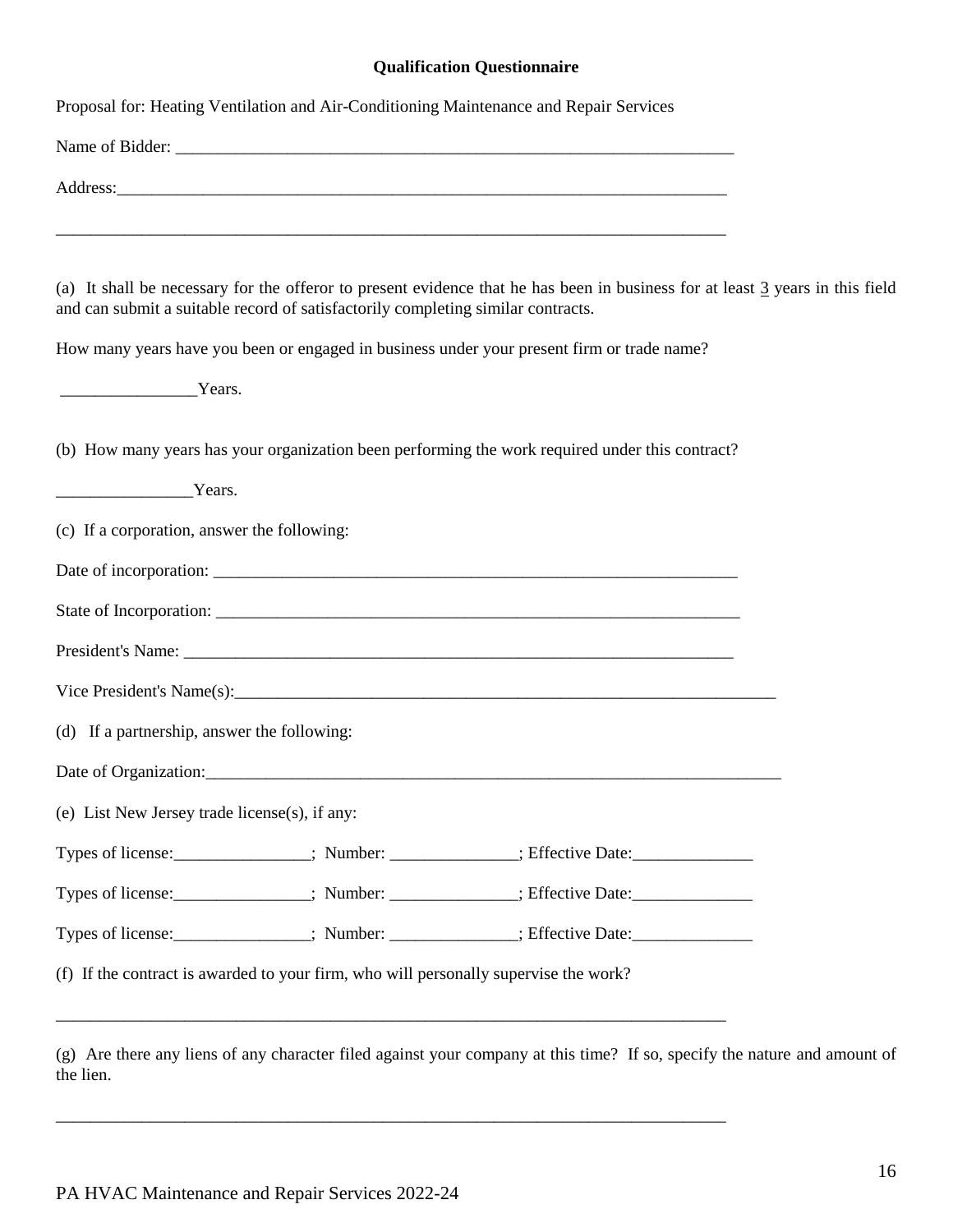**Qualification Questionnaire**

Proposal for: Heating Ventilation and Air-Conditioning Maintenance and Repair Services

Name of Bidder: ______________________________________________________________________

Address:_____________________________________________________________________________

_____________________________________________________________________________________

(a) It shall be necessary for the offeror to present evidence that he has been in business for at least 3 years in this field and can submit a suitable record of satisfactorily completing similar contracts.

How many years have you been or engaged in business under your present firm or trade name?

________________Years.

(b) How many years has your organization been performing the work required under this contract?

________________Years.

(c) If a corporation, answer the following:

Date of incorporation: _________________________________________________________________

State of Incorporation: ________________________________________________________________

President's Name: _____________________________________________________________________

Vice President's Name(s):_______________________________________________________________

(d) If a partnership, answer the following:

Date of Organization:__________________________________________________________________

(e) List New Jersey trade license(s), if any:

Types of license:________________; Number: _______________; Effective Date:______________

Types of license:________________; Number: _______________; Effective Date:______________

Types of license:________________; Number: _______________; Effective Date:______________

(f) If the contract is awarded to your firm, who will personally supervise the work?

_____________________________________________________________________________________

(g) Are there any liens of any character filed against your company at this time? If so, specify the nature and amount of the lien.

_____________________________________________________________________________________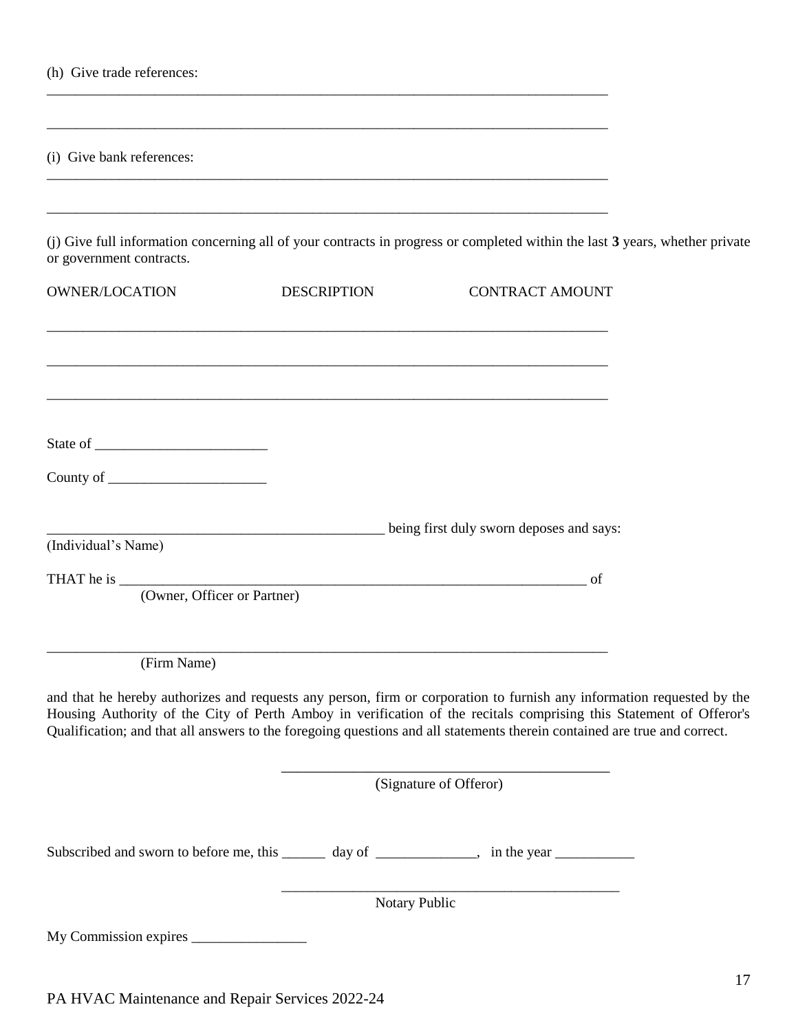(h) Give trade references:

\_\_\_\_\_\_\_\_\_\_\_\_\_\_\_\_\_\_\_\_\_\_\_\_\_\_\_\_\_\_\_\_\_\_\_\_\_\_\_\_\_\_\_\_\_\_\_\_\_\_\_\_\_\_\_\_\_\_\_\_\_\_\_\_\_\_\_\_\_\_\_\_\_\_\_\_

\_\_\_\_\_\_\_\_\_\_\_\_\_\_\_\_\_\_\_\_\_\_\_\_\_\_\_\_\_\_\_\_\_\_\_\_\_\_\_\_\_\_\_\_\_\_\_\_\_\_\_\_\_\_\_\_\_\_\_\_\_\_\_\_\_\_\_\_\_\_\_\_\_\_\_\_

(i) Give bank references:

\_\_\_\_\_\_\_\_\_\_\_\_\_\_\_\_\_\_\_\_\_\_\_\_\_\_\_\_\_\_\_\_\_\_\_\_\_\_\_\_\_\_\_\_\_\_\_\_\_\_\_\_\_\_\_\_\_\_\_\_\_\_\_\_\_\_\_\_\_\_\_\_\_\_\_\_

\_\_\_\_\_\_\_\_\_\_\_\_\_\_\_\_\_\_\_\_\_\_\_\_\_\_\_\_\_\_\_\_\_\_\_\_\_\_\_\_\_\_\_\_\_\_\_\_\_\_\_\_\_\_\_\_\_\_\_\_\_\_\_\_\_\_\_\_\_\_\_\_\_\_\_\_

(j) Give full information concerning all of your contracts in progress or completed within the last **3** years, whether private or government contracts.

| OWNER/LOCATION | DESCRIPTION | CONTRACT AMOUNT |
|---|---|---|
| | | |
| | | |
| | | |

State of \_\_\_\_\_\_\_\_\_\_\_\_\_\_\_\_\_\_\_\_\_\_\_\_

County of \_\_\_\_\_\_\_\_\_\_\_\_\_\_\_\_\_\_\_\_\_\_

\_\_\_\_\_\_\_\_\_\_\_\_\_\_\_\_\_\_\_\_\_\_\_\_\_\_\_\_\_\_\_\_\_\_\_\_\_\_\_\_\_\_\_\_\_\_\_\_ being first duly sworn deposes and says:
(Individual's Name)

THAT he is \_\_\_\_\_\_\_\_\_\_\_\_\_\_\_\_\_\_\_\_\_\_\_\_\_\_\_\_\_\_\_\_\_\_\_\_\_\_\_\_\_\_\_\_\_\_\_\_\_\_\_\_\_\_\_\_\_\_\_\_\_\_\_\_\_\_ of
(Owner, Officer or Partner)

\_\_\_\_\_\_\_\_\_\_\_\_\_\_\_\_\_\_\_\_\_\_\_\_\_\_\_\_\_\_\_\_\_\_\_\_\_\_\_\_\_\_\_\_\_\_\_\_\_\_\_\_\_\_\_\_\_\_\_\_\_\_\_\_\_\_\_\_\_\_\_\_\_\_\_\_
(Firm Name)

and that he hereby authorizes and requests any person, firm or corporation to furnish any information requested by the Housing Authority of the City of Perth Amboy in verification of the recitals comprising this Statement of Offeror's Qualification; and that all answers to the foregoing questions and all statements therein contained are true and correct.

\_\_\_\_\_\_\_\_\_\_\_\_\_\_\_\_\_\_\_\_\_\_\_\_\_\_\_\_\_\_\_\_\_\_\_\_\_\_\_\_\_\_\_\_
(Signature of Offeror)

Subscribed and sworn to before me, this \_\_\_\_\_\_ day of \_\_\_\_\_\_\_\_\_\_\_\_\_\_, in the year \_\_\_\_\_\_\_\_\_\_\_

\_\_\_\_\_\_\_\_\_\_\_\_\_\_\_\_\_\_\_\_\_\_\_\_\_\_\_\_\_\_\_\_\_\_\_\_\_\_\_\_\_\_\_\_\_
Notary Public

My Commission expires \_\_\_\_\_\_\_\_\_\_\_\_\_\_\_\_

PA HVAC Maintenance and Repair Services 2022-24